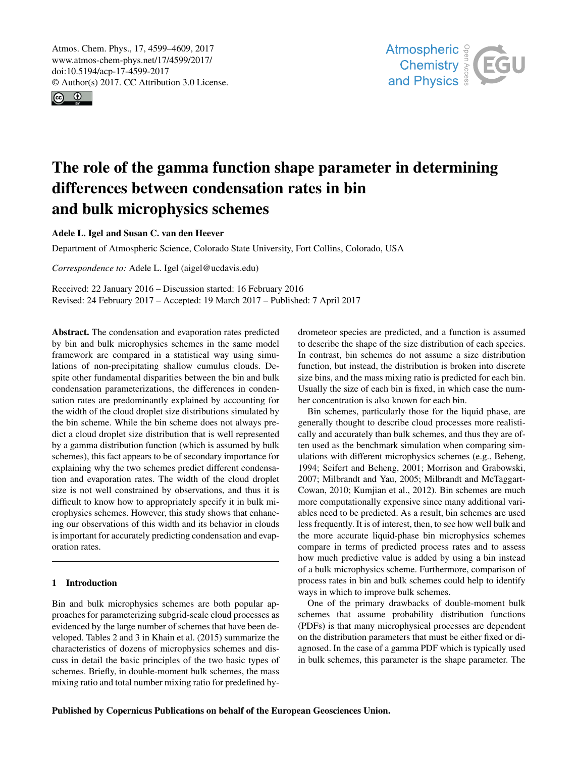# The role of the gamma function shape parameter in determining differences between condensation rates in bin and bulk microphysics schemes

**Adele L. Igel and Susan C. van den Heever**

Department of Atmospheric Science, Colorado State University, Fort Collins, Colorado, USA

*Correspondence to:* Adele L. Igel (aigel@ucdavis.edu)

Received: 22 January 2016 – Discussion started: 16 February 2016
Revised: 24 February 2017 – Accepted: 19 March 2017 – Published: 7 April 2017

**Abstract.** The condensation and evaporation rates predicted by bin and bulk microphysics schemes in the same model framework are compared in a statistical way using simulations of non-precipitating shallow cumulus clouds. Despite other fundamental disparities between the bin and bulk condensation parameterizations, the differences in condensation rates are predominantly explained by accounting for the width of the cloud droplet size distributions simulated by the bin scheme. While the bin scheme does not always predict a cloud droplet size distribution that is well represented by a gamma distribution function (which is assumed by bulk schemes), this fact appears to be of secondary importance for explaining why the two schemes predict different condensation and evaporation rates. The width of the cloud droplet size is not well constrained by observations, and thus it is difficult to know how to appropriately specify it in bulk microphysics schemes. However, this study shows that enhancing our observations of this width and its behavior in clouds is important for accurately predicting condensation and evaporation rates.

## 1 Introduction

Bin and bulk microphysics schemes are both popular approaches for parameterizing subgrid-scale cloud processes as evidenced by the large number of schemes that have been developed. Tables 2 and 3 in Khain et al. (2015) summarize the characteristics of dozens of microphysics schemes and discuss in detail the basic principles of the two basic types of schemes. Briefly, in double-moment bulk schemes, the mass mixing ratio and total number mixing ratio for predefined hydrometeor species are predicted, and a function is assumed to describe the shape of the size distribution of each species. In contrast, bin schemes do not assume a size distribution function, but instead, the distribution is broken into discrete size bins, and the mass mixing ratio is predicted for each bin. Usually the size of each bin is fixed, in which case the number concentration is also known for each bin.

Bin schemes, particularly those for the liquid phase, are generally thought to describe cloud processes more realistically and accurately than bulk schemes, and thus they are often used as the benchmark simulation when comparing simulations with different microphysics schemes (e.g., Beheng, 1994; Seifert and Beheng, 2001; Morrison and Grabowski, 2007; Milbrandt and Yau, 2005; Milbrandt and McTaggart-Cowan, 2010; Kumjian et al., 2012). Bin schemes are much more computationally expensive since many additional variables need to be predicted. As a result, bin schemes are used less frequently. It is of interest, then, to see how well bulk and the more accurate liquid-phase bin microphysics schemes compare in terms of predicted process rates and to assess how much predictive value is added by using a bin instead of a bulk microphysics scheme. Furthermore, comparison of process rates in bin and bulk schemes could help to identify ways in which to improve bulk schemes.

One of the primary drawbacks of double-moment bulk schemes that assume probability distribution functions (PDFs) is that many microphysical processes are dependent on the distribution parameters that must be either fixed or diagnosed. In the case of a gamma PDF which is typically used in bulk schemes, this parameter is the shape parameter. The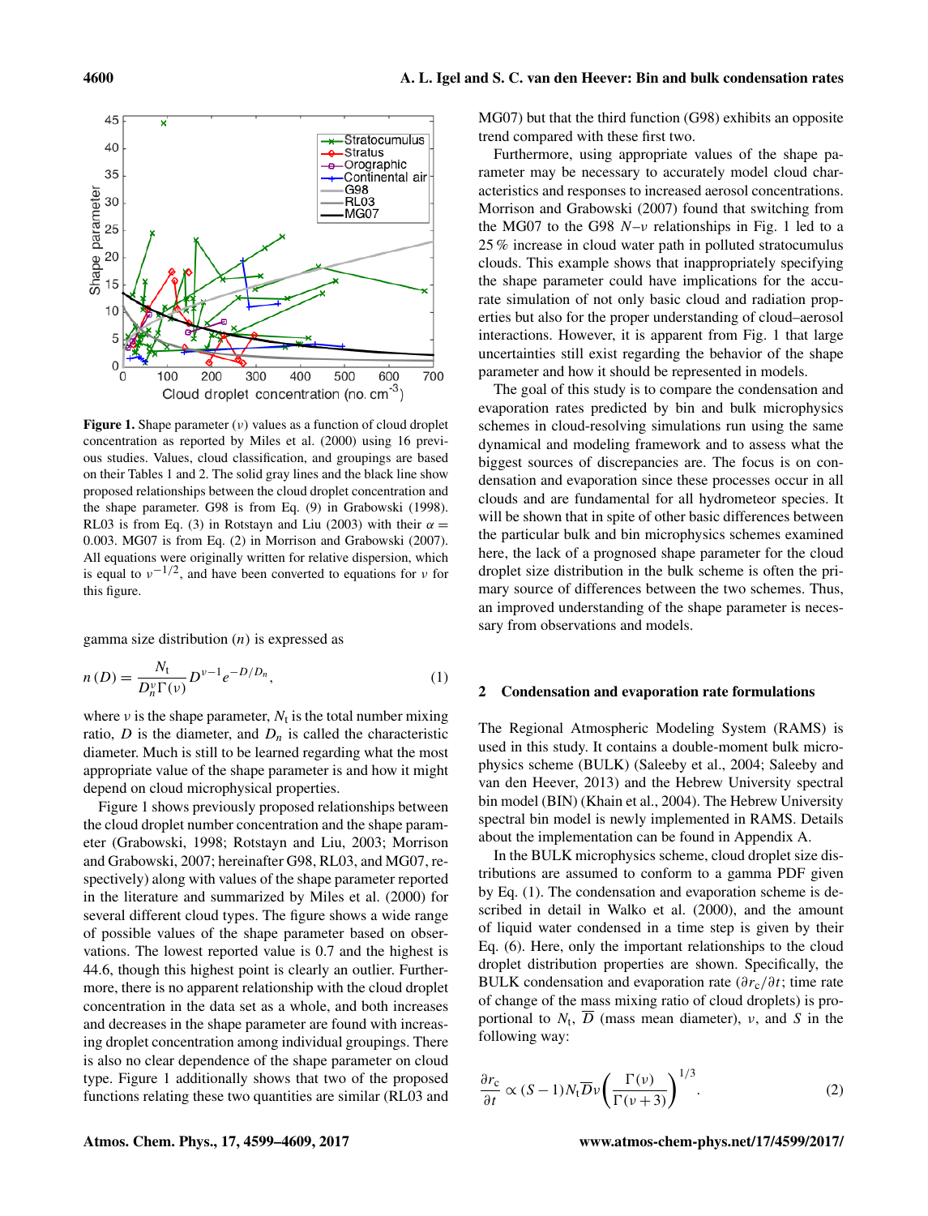Figure 1. Shape parameter ($\nu$) values as a function of cloud droplet concentration as reported by Miles et al. (2000) using 16 previous studies. Values, cloud classification, and groupings are based on their Tables 1 and 2. The solid gray lines and the black line show proposed relationships between the cloud droplet concentration and the shape parameter. G98 is from Eq. (9) in Grabowski (1998). RL03 is from Eq. (3) in Rotstayn and Liu (2003) with their $\alpha = 0.003$. MG07 is from Eq. (2) in Morrison and Grabowski (2007). All equations were originally written for relative dispersion, which is equal to $\nu^{-1/2}$, and have been converted to equations for $\nu$ for this figure.

gamma size distribution ($n$) is expressed as

$$n(D) = \frac{N_t}{D_n^{\nu}\Gamma(\nu)} D^{\nu-1} e^{-D/D_n}, \tag{1}$$

where $\nu$ is the shape parameter, $N_t$ is the total number mixing ratio, $D$ is the diameter, and $D_n$ is called the characteristic diameter. Much is still to be learned regarding what the most appropriate value of the shape parameter is and how it might depend on cloud microphysical properties.

Figure 1 shows previously proposed relationships between the cloud droplet number concentration and the shape parameter (Grabowski, 1998; Rotstayn and Liu, 2003; Morrison and Grabowski, 2007; hereinafter G98, RL03, and MG07, respectively) along with values of the shape parameter reported in the literature and summarized by Miles et al. (2000) for several different cloud types. The figure shows a wide range of possible values of the shape parameter based on observations. The lowest reported value is 0.7 and the highest is 44.6, though this highest point is clearly an outlier. Furthermore, there is no apparent relationship with the cloud droplet concentration in the data set as a whole, and both increases and decreases in the shape parameter are found with increasing droplet concentration among individual groupings. There is also no clear dependence of the shape parameter on cloud type. Figure 1 additionally shows that two of the proposed functions relating these two quantities are similar (RL03 and MG07) but that the third function (G98) exhibits an opposite trend compared with these first two.

Furthermore, using appropriate values of the shape parameter may be necessary to accurately model cloud characteristics and responses to increased aerosol concentrations. Morrison and Grabowski (2007) found that switching from the MG07 to the G98 $N$–$\nu$ relationships in Fig. 1 led to a 25 % increase in cloud water path in polluted stratocumulus clouds. This example shows that inappropriately specifying the shape parameter could have implications for the accurate simulation of not only basic cloud and radiation properties but also for the proper understanding of cloud–aerosol interactions. However, it is apparent from Fig. 1 that large uncertainties still exist regarding the behavior of the shape parameter and how it should be represented in models.

The goal of this study is to compare the condensation and evaporation rates predicted by bin and bulk microphysics schemes in cloud-resolving simulations run using the same dynamical and modeling framework and to assess what the biggest sources of discrepancies are. The focus is on condensation and evaporation since these processes occur in all clouds and are fundamental for all hydrometeor species. It will be shown that in spite of other basic differences between the particular bulk and bin microphysics schemes examined here, the lack of a prognosed shape parameter for the cloud droplet size distribution in the bulk scheme is often the primary source of differences between the two schemes. Thus, an improved understanding of the shape parameter is necessary from observations and models.

## 2 Condensation and evaporation rate formulations

The Regional Atmospheric Modeling System (RAMS) is used in this study. It contains a double-moment bulk microphysics scheme (BULK) (Saleeby et al., 2004; Saleeby and van den Heever, 2013) and the Hebrew University spectral bin model (BIN) (Khain et al., 2004). The Hebrew University spectral bin model is newly implemented in RAMS. Details about the implementation can be found in Appendix A.

In the BULK microphysics scheme, cloud droplet size distributions are assumed to conform to a gamma PDF given by Eq. (1). The condensation and evaporation scheme is described in detail in Walko et al. (2000), and the amount of liquid water condensed in a time step is given by their Eq. (6). Here, only the important relationships to the cloud droplet distribution properties are shown. Specifically, the BULK condensation and evaporation rate ($\partial r_c/\partial t$; time rate of change of the mass mixing ratio of cloud droplets) is proportional to $N_t$, $\overline{D}$ (mass mean diameter), $\nu$, and $S$ in the following way:

$$\frac{\partial r_c}{\partial t} \propto (S-1) N_t \overline{D} \nu \left( \frac{\Gamma(\nu)}{\Gamma(\nu+3)} \right)^{1/3}. \tag{2}$$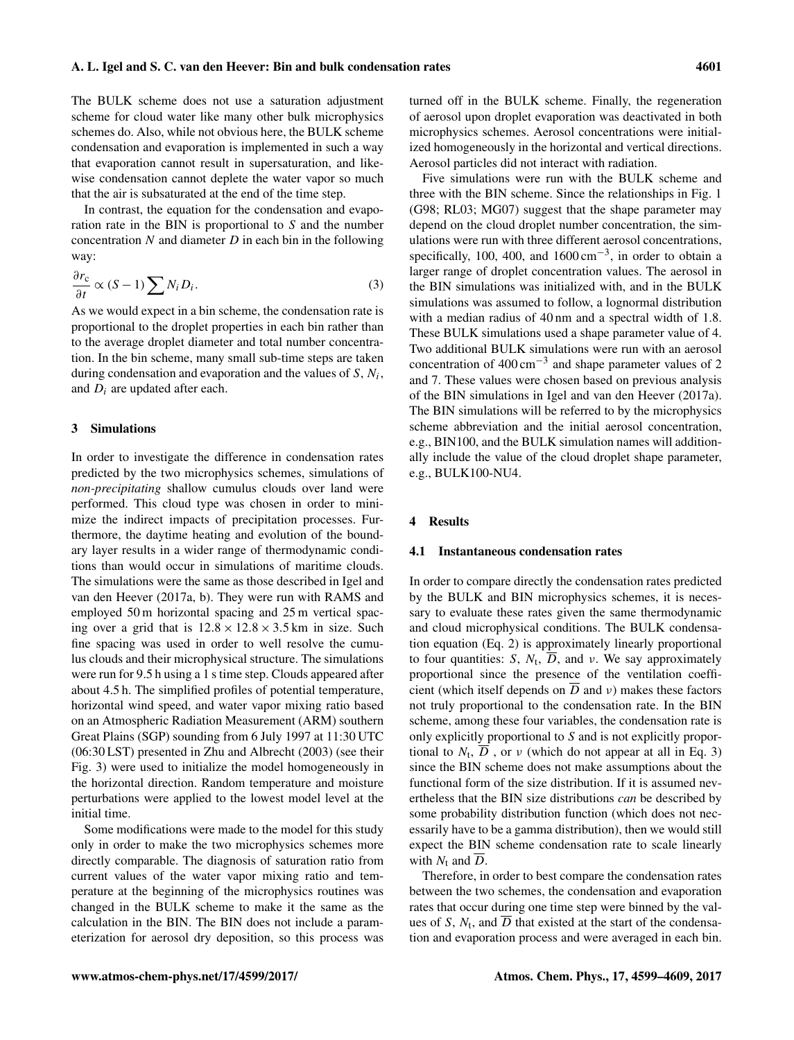The BULK scheme does not use a saturation adjustment scheme for cloud water like many other bulk microphysics schemes do. Also, while not obvious here, the BULK scheme condensation and evaporation is implemented in such a way that evaporation cannot result in supersaturation, and likewise condensation cannot deplete the water vapor so much that the air is subsaturated at the end of the time step.

In contrast, the equation for the condensation and evaporation rate in the BIN is proportional to $S$ and the number concentration $N$ and diameter $D$ in each bin in the following way:

$$\frac{\partial r_c}{\partial t} \propto (S-1)\sum N_i D_i. \quad (3)$$

As we would expect in a bin scheme, the condensation rate is proportional to the droplet properties in each bin rather than to the average droplet diameter and total number concentration. In the bin scheme, many small sub-time steps are taken during condensation and evaporation and the values of $S$, $N_i$, and $D_i$ are updated after each.

## 3 Simulations

In order to investigate the difference in condensation rates predicted by the two microphysics schemes, simulations of *non-precipitating* shallow cumulus clouds over land were performed. This cloud type was chosen in order to minimize the indirect impacts of precipitation processes. Furthermore, the daytime heating and evolution of the boundary layer results in a wider range of thermodynamic conditions than would occur in simulations of maritime clouds. The simulations were the same as those described in Igel and van den Heever (2017a, b). They were run with RAMS and employed 50 m horizontal spacing and 25 m vertical spacing over a grid that is $12.8 \times 12.8 \times 3.5$ km in size. Such fine spacing was used in order to well resolve the cumulus clouds and their microphysical structure. The simulations were run for 9.5 h using a 1 s time step. Clouds appeared after about 4.5 h. The simplified profiles of potential temperature, horizontal wind speed, and water vapor mixing ratio based on an Atmospheric Radiation Measurement (ARM) southern Great Plains (SGP) sounding from 6 July 1997 at 11:30 UTC (06:30 LST) presented in Zhu and Albrecht (2003) (see their Fig. 3) were used to initialize the model homogeneously in the horizontal direction. Random temperature and moisture perturbations were applied to the lowest model level at the initial time.

Some modifications were made to the model for this study only in order to make the two microphysics schemes more directly comparable. The diagnosis of saturation ratio from current values of the water vapor mixing ratio and temperature at the beginning of the microphysics routines was changed in the BULK scheme to make it the same as the calculation in the BIN. The BIN does not include a parameterization for aerosol dry deposition, so this process was turned off in the BULK scheme. Finally, the regeneration of aerosol upon droplet evaporation was deactivated in both microphysics schemes. Aerosol concentrations were initialized homogeneously in the horizontal and vertical directions. Aerosol particles did not interact with radiation.

Five simulations were run with the BULK scheme and three with the BIN scheme. Since the relationships in Fig. 1 (G98; RL03; MG07) suggest that the shape parameter may depend on the cloud droplet number concentration, the simulations were run with three different aerosol concentrations, specifically, 100, 400, and 1600 $\text{cm}^{-3}$, in order to obtain a larger range of droplet concentration values. The aerosol in the BIN simulations was initialized with, and in the BULK simulations was assumed to follow, a lognormal distribution with a median radius of 40 nm and a spectral width of 1.8. These BULK simulations used a shape parameter value of 4. Two additional BULK simulations were run with an aerosol concentration of 400 $\text{cm}^{-3}$ and shape parameter values of 2 and 7. These values were chosen based on previous analysis of the BIN simulations in Igel and van den Heever (2017a). The BIN simulations will be referred to by the microphysics scheme abbreviation and the initial aerosol concentration, e.g., BIN100, and the BULK simulation names will additionally include the value of the cloud droplet shape parameter, e.g., BULK100-NU4.

## 4 Results

### 4.1 Instantaneous condensation rates

In order to compare directly the condensation rates predicted by the BULK and BIN microphysics schemes, it is necessary to evaluate these rates given the same thermodynamic and cloud microphysical conditions. The BULK condensation equation (Eq. 2) is approximately linearly proportional to four quantities: $S$, $N_t$, $\overline{D}$, and $\nu$. We say approximately proportional since the presence of the ventilation coefficient (which itself depends on $\overline{D}$ and $\nu$) makes these factors not truly proportional to the condensation rate. In the BIN scheme, among these four variables, the condensation rate is only explicitly proportional to $S$ and is not explicitly proportional to $N_t$, $\overline{D}$, or $\nu$ (which do not appear at all in Eq. 3) since the BIN scheme does not make assumptions about the functional form of the size distribution. If it is assumed nevertheless that the BIN size distributions *can* be described by some probability distribution function (which does not necessarily have to be a gamma distribution), then we would still expect the BIN scheme condensation rate to scale linearly with $N_t$ and $\overline{D}$.

Therefore, in order to best compare the condensation rates between the two schemes, the condensation and evaporation rates that occur during one time step were binned by the values of $S$, $N_t$, and $\overline{D}$ that existed at the start of the condensation and evaporation process and were averaged in each bin.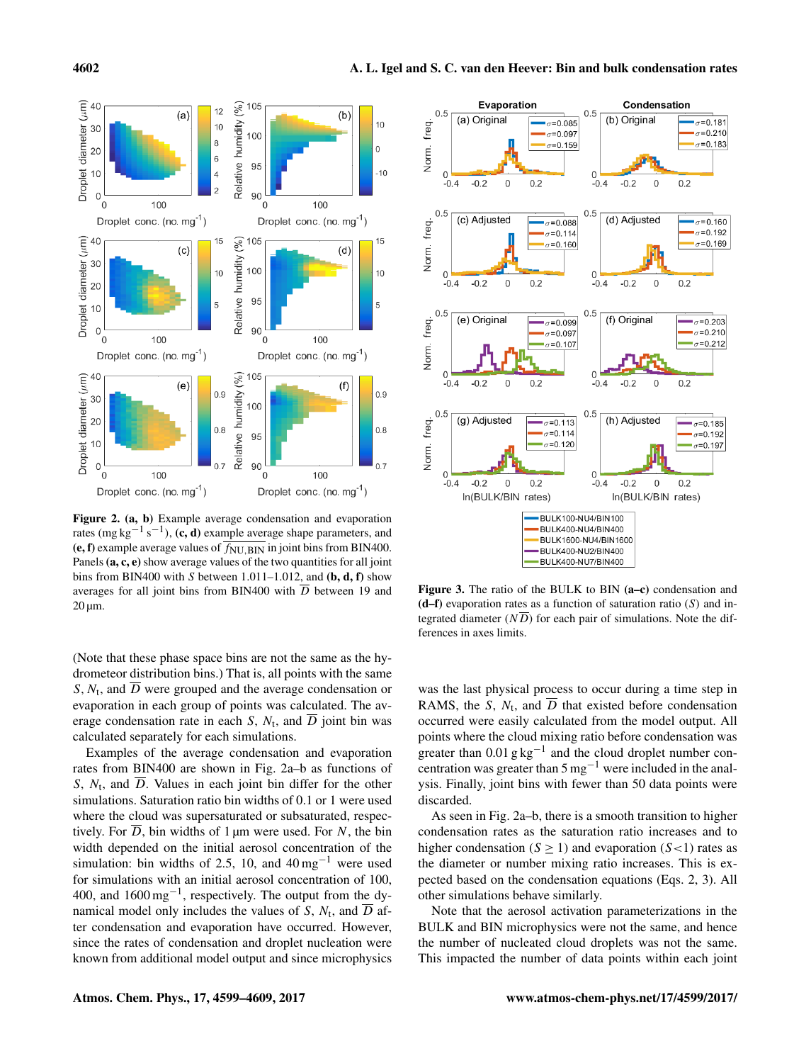**Figure 2. (a, b)** Example average condensation and evaporation rates ($\mathrm{mg\,kg^{-1}\,s^{-1}}$), **(c, d)** example average shape parameters, and **(e, f)** example average values of $\overline{f_{\mathrm{NU,BIN}}}$ in joint bins from BIN400. Panels **(a, c, e)** show average values of the two quantities for all joint bins from BIN400 with $S$ between 1.011–1.012, and **(b, d, f)** show averages for all joint bins from BIN400 with $\overline{D}$ between 19 and 20 µm.

**Figure 3.** The ratio of the BULK to BIN **(a–c)** condensation and **(d–f)** evaporation rates as a function of saturation ratio ($S$) and integrated diameter ($N\overline{D}$) for each pair of simulations. Note the differences in axes limits.

(Note that these phase space bins are not the same as the hydrometeor distribution bins.) That is, all points with the same $S$, $N_\mathrm{t}$, and $\overline{D}$ were grouped and the average condensation or evaporation in each group of points was calculated. The average condensation rate in each $S$, $N_\mathrm{t}$, and $\overline{D}$ joint bin was calculated separately for each simulations.

Examples of the average condensation and evaporation rates from BIN400 are shown in Fig. 2a–b as functions of $S$, $N_\mathrm{t}$, and $\overline{D}$. Values in each joint bin differ for the other simulations. Saturation ratio bin widths of 0.1 or 1 were used where the cloud was supersaturated or subsaturated, respectively. For $\overline{D}$, bin widths of 1 µm were used. For $N$, the bin width depended on the initial aerosol concentration of the simulation: bin widths of 2.5, 10, and 40 $\mathrm{mg^{-1}}$ were used for simulations with an initial aerosol concentration of 100, 400, and 1600 $\mathrm{mg^{-1}}$, respectively. The output from the dynamical model only includes the values of $S$, $N_\mathrm{t}$, and $\overline{D}$ after condensation and evaporation have occurred. However, since the rates of condensation and droplet nucleation were known from additional model output and since microphysics was the last physical process to occur during a time step in RAMS, the $S$, $N_\mathrm{t}$, and $\overline{D}$ that existed before condensation occurred were easily calculated from the model output. All points where the cloud mixing ratio before condensation was greater than 0.01 $\mathrm{g\,kg^{-1}}$ and the cloud droplet number concentration was greater than 5 $\mathrm{mg^{-1}}$ were included in the analysis. Finally, joint bins with fewer than 50 data points were discarded.

As seen in Fig. 2a–b, there is a smooth transition to higher condensation rates as the saturation ratio increases and to higher condensation ($S \geq 1$) and evaporation ($S < 1$) rates as the diameter or number mixing ratio increases. This is expected based on the condensation equations (Eqs. 2, 3). All other simulations behave similarly.

Note that the aerosol activation parameterizations in the BULK and BIN microphysics were not the same, and hence the number of nucleated cloud droplets was not the same. This impacted the number of data points within each joint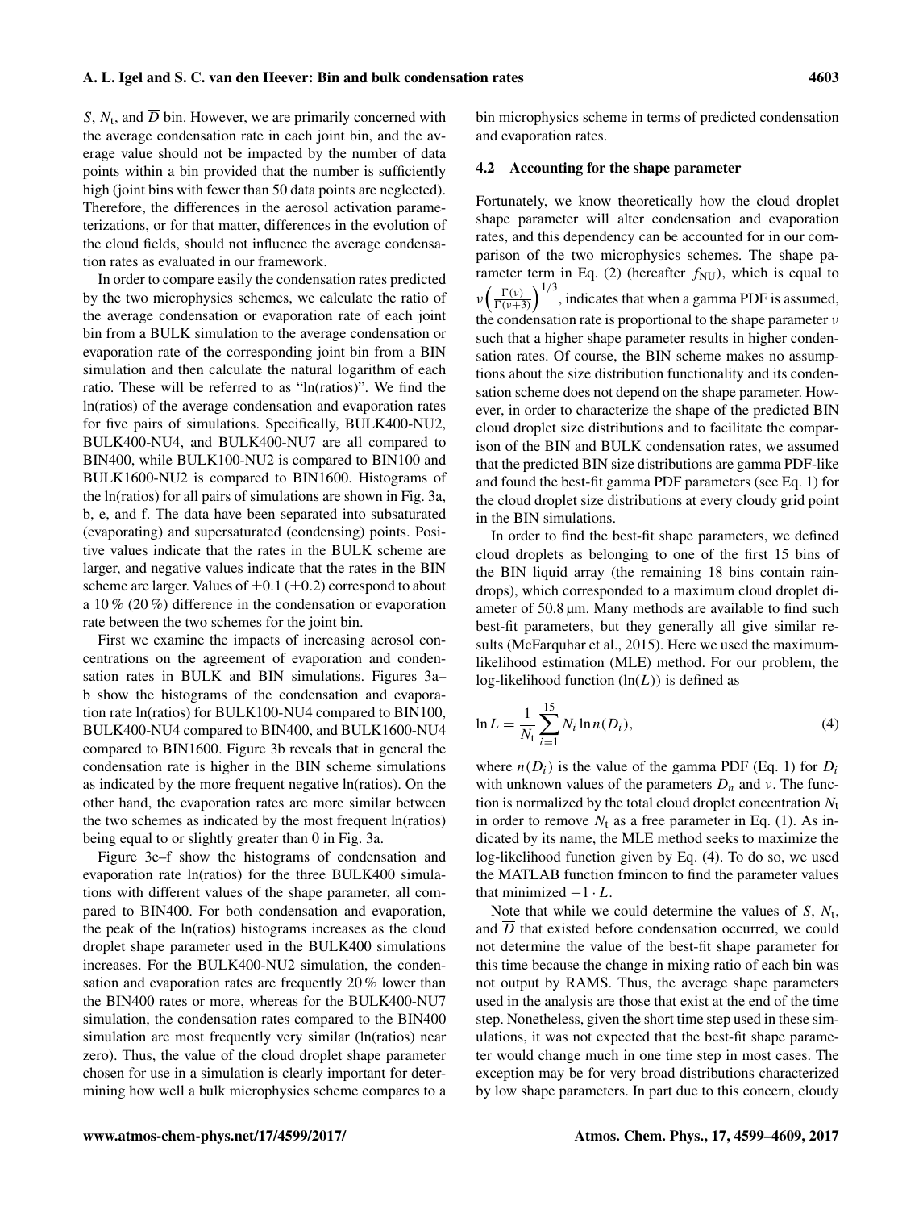$S$, $N_t$, and $\overline{D}$ bin. However, we are primarily concerned with the average condensation rate in each joint bin, and the average value should not be impacted by the number of data points within a bin provided that the number is sufficiently high (joint bins with fewer than 50 data points are neglected). Therefore, the differences in the aerosol activation parameterizations, or for that matter, differences in the evolution of the cloud fields, should not influence the average condensation rates as evaluated in our framework.

In order to compare easily the condensation rates predicted by the two microphysics schemes, we calculate the ratio of the average condensation or evaporation rate of each joint bin from a BULK simulation to the average condensation or evaporation rate of the corresponding joint bin from a BIN simulation and then calculate the natural logarithm of each ratio. These will be referred to as "ln(ratios)". We find the ln(ratios) of the average condensation and evaporation rates for five pairs of simulations. Specifically, BULK400-NU2, BULK400-NU4, and BULK400-NU7 are all compared to BIN400, while BULK100-NU2 is compared to BIN100 and BULK1600-NU2 is compared to BIN1600. Histograms of the ln(ratios) for all pairs of simulations are shown in Fig. 3a, b, e, and f. The data have been separated into subsaturated (evaporating) and supersaturated (condensing) points. Positive values indicate that the rates in the BULK scheme are larger, and negative values indicate that the rates in the BIN scheme are larger. Values of $\pm 0.1$ ($\pm 0.2$) correspond to about a 10 % (20 %) difference in the condensation or evaporation rate between the two schemes for the joint bin.

First we examine the impacts of increasing aerosol concentrations on the agreement of evaporation and condensation rates in BULK and BIN simulations. Figures 3a–b show the histograms of the condensation and evaporation rate ln(ratios) for BULK100-NU4 compared to BIN100, BULK400-NU4 compared to BIN400, and BULK1600-NU4 compared to BIN1600. Figure 3b reveals that in general the condensation rate is higher in the BIN scheme simulations as indicated by the more frequent negative ln(ratios). On the other hand, the evaporation rates are more similar between the two schemes as indicated by the most frequent ln(ratios) being equal to or slightly greater than 0 in Fig. 3a.

Figure 3e–f show the histograms of condensation and evaporation rate ln(ratios) for the three BULK400 simulations with different values of the shape parameter, all compared to BIN400. For both condensation and evaporation, the peak of the ln(ratios) histograms increases as the cloud droplet shape parameter used in the BULK400 simulations increases. For the BULK400-NU2 simulation, the condensation and evaporation rates are frequently 20 % lower than the BIN400 rates or more, whereas for the BULK400-NU7 simulation, the condensation rates compared to the BIN400 simulation are most frequently very similar (ln(ratios) near zero). Thus, the value of the cloud droplet shape parameter chosen for use in a simulation is clearly important for determining how well a bulk microphysics scheme compares to a bin microphysics scheme in terms of predicted condensation and evaporation rates.

### 4.2 Accounting for the shape parameter

Fortunately, we know theoretically how the cloud droplet shape parameter will alter condensation and evaporation rates, and this dependency can be accounted for in our comparison of the two microphysics schemes. The shape parameter term in Eq. (2) (hereafter $f_{NU}$), which is equal to $\nu\left(\frac{\Gamma(\nu)}{\Gamma(\nu+3)}\right)^{1/3}$, indicates that when a gamma PDF is assumed, the condensation rate is proportional to the shape parameter $\nu$ such that a higher shape parameter results in higher condensation rates. Of course, the BIN scheme makes no assumptions about the size distribution functionality and its condensation scheme does not depend on the shape parameter. However, in order to characterize the shape of the predicted BIN cloud droplet size distributions and to facilitate the comparison of the BIN and BULK condensation rates, we assumed that the predicted BIN size distributions are gamma PDF-like and found the best-fit gamma PDF parameters (see Eq. 1) for the cloud droplet size distributions at every cloudy grid point in the BIN simulations.

In order to find the best-fit shape parameters, we defined cloud droplets as belonging to one of the first 15 bins of the BIN liquid array (the remaining 18 bins contain raindrops), which corresponded to a maximum cloud droplet diameter of 50.8 µm. Many methods are available to find such best-fit parameters, but they generally all give similar results (McFarquhar et al., 2015). Here we used the maximum-likelihood estimation (MLE) method. For our problem, the log-likelihood function ($\ln(L)$) is defined as

$$\ln L = \frac{1}{N_t}\sum_{i=1}^{15} N_i \ln n(D_i), \tag{4}$$

where $n(D_i)$ is the value of the gamma PDF (Eq. 1) for $D_i$ with unknown values of the parameters $D_n$ and $\nu$. The function is normalized by the total cloud droplet concentration $N_t$ in order to remove $N_t$ as a free parameter in Eq. (1). As indicated by its name, the MLE method seeks to maximize the log-likelihood function given by Eq. (4). To do so, we used the MATLAB function fmincon to find the parameter values that minimized $-1 \cdot L$.

Note that while we could determine the values of $S$, $N_t$, and $\overline{D}$ that existed before condensation occurred, we could not determine the value of the best-fit shape parameter for this time because the change in mixing ratio of each bin was not output by RAMS. Thus, the average shape parameters used in the analysis are those that exist at the end of the time step. Nonetheless, given the short time step used in these simulations, it was not expected that the best-fit shape parameter would change much in one time step in most cases. The exception may be for very broad distributions characterized by low shape parameters. In part due to this concern, cloudy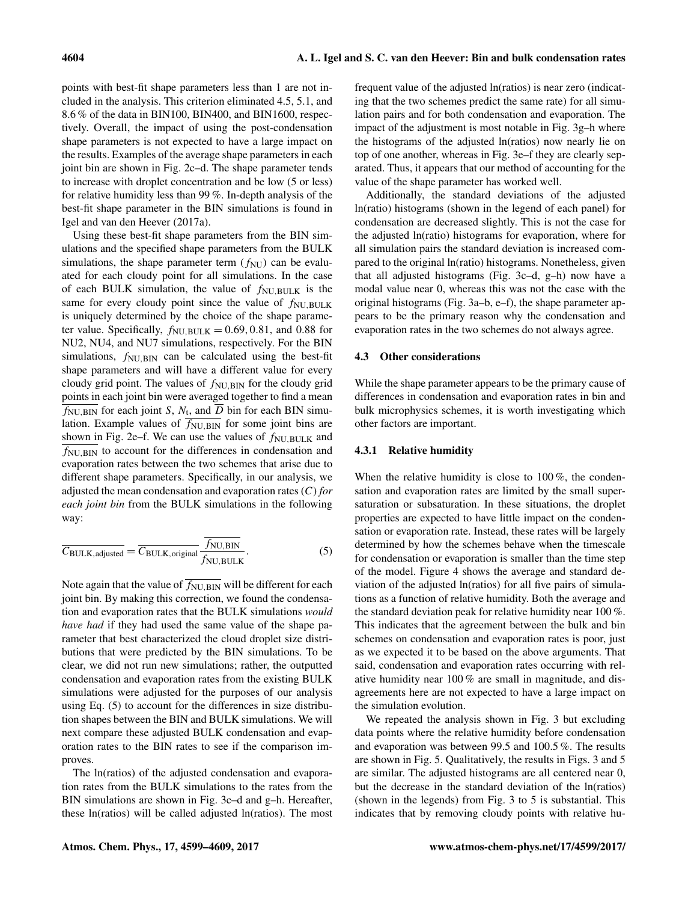points with best-fit shape parameters less than 1 are not included in the analysis. This criterion eliminated 4.5, 5.1, and 8.6 % of the data in BIN100, BIN400, and BIN1600, respectively. Overall, the impact of using the post-condensation shape parameters is not expected to have a large impact on the results. Examples of the average shape parameters in each joint bin are shown in Fig. 2c–d. The shape parameter tends to increase with droplet concentration and be low (5 or less) for relative humidity less than 99 %. In-depth analysis of the best-fit shape parameter in the BIN simulations is found in Igel and van den Heever (2017a).

Using these best-fit shape parameters from the BIN simulations and the specified shape parameters from the BULK simulations, the shape parameter term ($f_{\mathrm{NU}}$) can be evaluated for each cloudy point for all simulations. In the case of each BULK simulation, the value of $f_{\mathrm{NU,BULK}}$ is the same for every cloudy point since the value of $f_{\mathrm{NU,BULK}}$ is uniquely determined by the choice of the shape parameter value. Specifically, $f_{\mathrm{NU,BULK}} = 0.69, 0.81$, and $0.88$ for NU2, NU4, and NU7 simulations, respectively. For the BIN simulations, $f_{\mathrm{NU,BIN}}$ can be calculated using the best-fit shape parameters and will have a different value for every cloudy grid point. The values of $f_{\mathrm{NU,BIN}}$ for the cloudy grid points in each joint bin were averaged together to find a mean $\overline{f_{\mathrm{NU,BIN}}}$ for each joint $S$, $N_{\mathrm{t}}$, and $\overline{D}$ bin for each BIN simulation. Example values of $\overline{f_{\mathrm{NU,BIN}}}$ for some joint bins are shown in Fig. 2e–f. We can use the values of $f_{\mathrm{NU,BULK}}$ and $\overline{f_{\mathrm{NU,BIN}}}$ to account for the differences in condensation and evaporation rates between the two schemes that arise due to different shape parameters. Specifically, in our analysis, we adjusted the mean condensation and evaporation rates ($C$) *for each joint bin* from the BULK simulations in the following way:

$$\overline{C_{\mathrm{BULK,adjusted}}} = \overline{C_{\mathrm{BULK,original}}}\,\frac{\overline{f_{\mathrm{NU,BIN}}}}{f_{\mathrm{NU,BULK}}}. \quad (5)$$

Note again that the value of $\overline{f_{\mathrm{NU,BIN}}}$ will be different for each joint bin. By making this correction, we found the condensation and evaporation rates that the BULK simulations *would have had* if they had used the same value of the shape parameter that best characterized the cloud droplet size distributions that were predicted by the BIN simulations. To be clear, we did not run new simulations; rather, the outputted condensation and evaporation rates from the existing BULK simulations were adjusted for the purposes of our analysis using Eq. (5) to account for the differences in size distribution shapes between the BIN and BULK simulations. We will next compare these adjusted BULK condensation and evaporation rates to the BIN rates to see if the comparison improves.

The ln(ratios) of the adjusted condensation and evaporation rates from the BULK simulations to the rates from the BIN simulations are shown in Fig. 3c–d and g–h. Hereafter, these ln(ratios) will be called adjusted ln(ratios). The most frequent value of the adjusted ln(ratios) is near zero (indicating that the two schemes predict the same rate) for all simulation pairs and for both condensation and evaporation. The impact of the adjustment is most notable in Fig. 3g–h where the histograms of the adjusted ln(ratios) now nearly lie on top of one another, whereas in Fig. 3e–f they are clearly separated. Thus, it appears that our method of accounting for the value of the shape parameter has worked well.

Additionally, the standard deviations of the adjusted ln(ratio) histograms (shown in the legend of each panel) for condensation are decreased slightly. This is not the case for the adjusted ln(ratio) histograms for evaporation, where for all simulation pairs the standard deviation is increased compared to the original ln(ratio) histograms. Nonetheless, given that all adjusted histograms (Fig. 3c–d, g–h) now have a modal value near 0, whereas this was not the case with the original histograms (Fig. 3a–b, e–f), the shape parameter appears to be the primary reason why the condensation and evaporation rates in the two schemes do not always agree.

### 4.3 Other considerations

While the shape parameter appears to be the primary cause of differences in condensation and evaporation rates in bin and bulk microphysics schemes, it is worth investigating which other factors are important.

#### 4.3.1 Relative humidity

When the relative humidity is close to 100 %, the condensation and evaporation rates are limited by the small supersaturation or subsaturation. In these situations, the droplet properties are expected to have little impact on the condensation or evaporation rate. Instead, these rates will be largely determined by how the schemes behave when the timescale for condensation or evaporation is smaller than the time step of the model. Figure 4 shows the average and standard deviation of the adjusted ln(ratios) for all five pairs of simulations as a function of relative humidity. Both the average and the standard deviation peak for relative humidity near 100 %. This indicates that the agreement between the bulk and bin schemes on condensation and evaporation rates is poor, just as we expected it to be based on the above arguments. That said, condensation and evaporation rates occurring with relative humidity near 100 % are small in magnitude, and disagreements here are not expected to have a large impact on the simulation evolution.

We repeated the analysis shown in Fig. 3 but excluding data points where the relative humidity before condensation and evaporation was between 99.5 and 100.5 %. The results are shown in Fig. 5. Qualitatively, the results in Figs. 3 and 5 are similar. The adjusted histograms are all centered near 0, but the decrease in the standard deviation of the ln(ratios) (shown in the legends) from Fig. 3 to 5 is substantial. This indicates that by removing cloudy points with relative hu-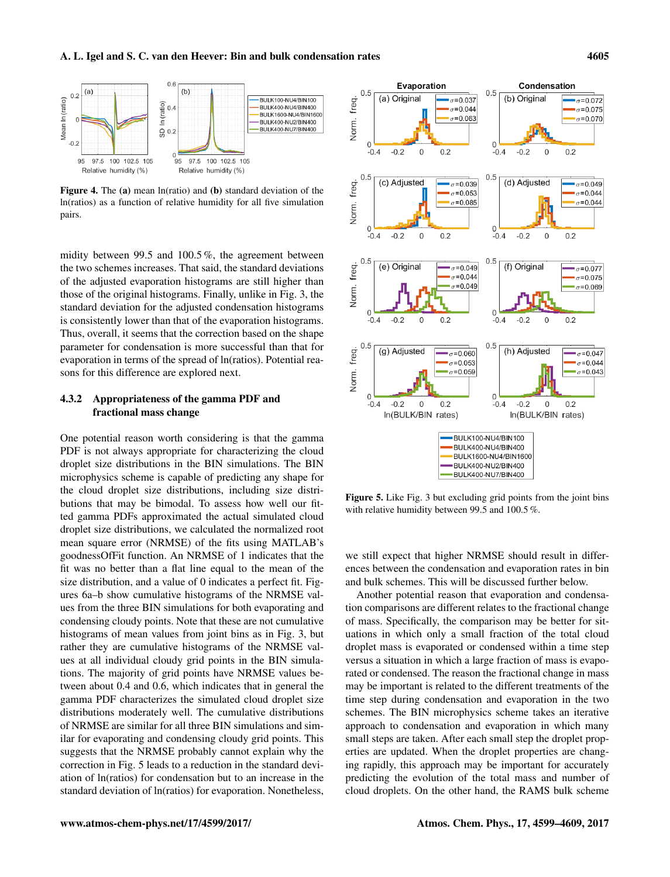**Figure 4.** The **(a)** mean ln(ratio) and **(b)** standard deviation of the ln(ratios) as a function of relative humidity for all five simulation pairs.

midity between 99.5 and 100.5 %, the agreement between the two schemes increases. That said, the standard deviations of the adjusted evaporation histograms are still higher than those of the original histograms. Finally, unlike in Fig. 3, the standard deviation for the adjusted condensation histograms is consistently lower than that of the evaporation histograms. Thus, overall, it seems that the correction based on the shape parameter for condensation is more successful than that for evaporation in terms of the spread of ln(ratios). Potential reasons for this difference are explored next.

### 4.3.2 Appropriateness of the gamma PDF and fractional mass change

One potential reason worth considering is that the gamma PDF is not always appropriate for characterizing the cloud droplet size distributions in the BIN simulations. The BIN microphysics scheme is capable of predicting any shape for the cloud droplet size distributions, including size distributions that may be bimodal. To assess how well our fitted gamma PDFs approximated the actual simulated cloud droplet size distributions, we calculated the normalized root mean square error (NRMSE) of the fits using MATLAB's goodnessOfFit function. An NRMSE of 1 indicates that the fit was no better than a flat line equal to the mean of the size distribution, and a value of 0 indicates a perfect fit. Figures 6a–b show cumulative histograms of the NRMSE values from the three BIN simulations for both evaporating and condensing cloudy points. Note that these are not cumulative histograms of mean values from joint bins as in Fig. 3, but rather they are cumulative histograms of the NRMSE values at all individual cloudy grid points in the BIN simulations. The majority of grid points have NRMSE values between about 0.4 and 0.6, which indicates that in general the gamma PDF characterizes the simulated cloud droplet size distributions moderately well. The cumulative distributions of NRMSE are similar for all three BIN simulations and similar for evaporating and condensing cloudy grid points. This suggests that the NRMSE probably cannot explain why the correction in Fig. 5 leads to a reduction in the standard deviation of ln(ratios) for condensation but to an increase in the standard deviation of ln(ratios) for evaporation. Nonetheless,

**Figure 5.** Like Fig. 3 but excluding grid points from the joint bins with relative humidity between 99.5 and 100.5 %.

we still expect that higher NRMSE should result in differences between the condensation and evaporation rates in bin and bulk schemes. This will be discussed further below.

Another potential reason that evaporation and condensation comparisons are different relates to the fractional change of mass. Specifically, the comparison may be better for situations in which only a small fraction of the total cloud droplet mass is evaporated or condensed within a time step versus a situation in which a large fraction of mass is evaporated or condensed. The reason the fractional change in mass may be important is related to the different treatments of the time step during condensation and evaporation in the two schemes. The BIN microphysics scheme takes an iterative approach to condensation and evaporation in which many small steps are taken. After each small step the droplet properties are updated. When the droplet properties are changing rapidly, this approach may be important for accurately predicting the evolution of the total mass and number of cloud droplets. On the other hand, the RAMS bulk scheme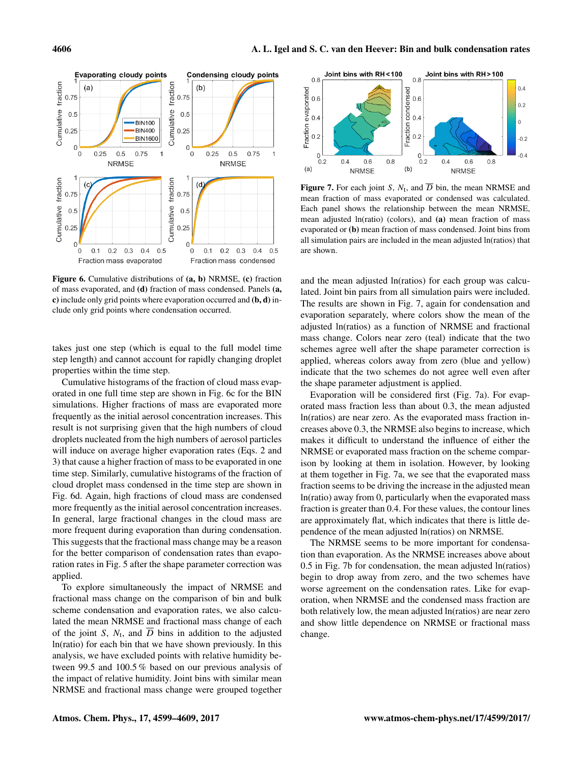Figure 6. Cumulative distributions of **(a, b)** NRMSE, **(c)** fraction of mass evaporated, and **(d)** fraction of mass condensed. Panels **(a, c)** include only grid points where evaporation occurred and **(b, d)** include only grid points where condensation occurred.

Figure 7. For each joint $S$, $N_t$, and $\overline{D}$ bin, the mean NRMSE and mean fraction of mass evaporated or condensed was calculated. Each panel shows the relationship between the mean NRMSE, mean adjusted ln(ratio) (colors), and **(a)** mean fraction of mass evaporated or **(b)** mean fraction of mass condensed. Joint bins from all simulation pairs are included in the mean adjusted ln(ratios) that are shown.

takes just one step (which is equal to the full model time step length) and cannot account for rapidly changing droplet properties within the time step.

Cumulative histograms of the fraction of cloud mass evaporated in one full time step are shown in Fig. 6c for the BIN simulations. Higher fractions of mass are evaporated more frequently as the initial aerosol concentration increases. This result is not surprising given that the high numbers of cloud droplets nucleated from the high numbers of aerosol particles will induce on average higher evaporation rates (Eqs. 2 and 3) that cause a higher fraction of mass to be evaporated in one time step. Similarly, cumulative histograms of the fraction of cloud droplet mass condensed in the time step are shown in Fig. 6d. Again, high fractions of cloud mass are condensed more frequently as the initial aerosol concentration increases. In general, large fractional changes in the cloud mass are more frequent during evaporation than during condensation. This suggests that the fractional mass change may be a reason for the better comparison of condensation rates than evaporation rates in Fig. 5 after the shape parameter correction was applied.

To explore simultaneously the impact of NRMSE and fractional mass change on the comparison of bin and bulk scheme condensation and evaporation rates, we also calculated the mean NRMSE and fractional mass change of each of the joint $S$, $N_t$, and $\overline{D}$ bins in addition to the adjusted ln(ratio) for each bin that we have shown previously. In this analysis, we have excluded points with relative humidity between 99.5 and 100.5 % based on our previous analysis of the impact of relative humidity. Joint bins with similar mean NRMSE and fractional mass change were grouped together and the mean adjusted ln(ratios) for each group was calculated. Joint bin pairs from all simulation pairs were included. The results are shown in Fig. 7, again for condensation and evaporation separately, where colors show the mean of the adjusted ln(ratios) as a function of NRMSE and fractional mass change. Colors near zero (teal) indicate that the two schemes agree well after the shape parameter correction is applied, whereas colors away from zero (blue and yellow) indicate that the two schemes do not agree well even after the shape parameter adjustment is applied.

Evaporation will be considered first (Fig. 7a). For evaporated mass fraction less than about 0.3, the mean adjusted ln(ratios) are near zero. As the evaporated mass fraction increases above 0.3, the NRMSE also begins to increase, which makes it difficult to understand the influence of either the NRMSE or evaporated mass fraction on the scheme comparison by looking at them in isolation. However, by looking at them together in Fig. 7a, we see that the evaporated mass fraction seems to be driving the increase in the adjusted mean ln(ratio) away from 0, particularly when the evaporated mass fraction is greater than 0.4. For these values, the contour lines are approximately flat, which indicates that there is little dependence of the mean adjusted ln(ratios) on NRMSE.

The NRMSE seems to be more important for condensation than evaporation. As the NRMSE increases above about 0.5 in Fig. 7b for condensation, the mean adjusted ln(ratios) begin to drop away from zero, and the two schemes have worse agreement on the condensation rates. Like for evaporation, when NRMSE and the condensed mass fraction are both relatively low, the mean adjusted ln(ratios) are near zero and show little dependence on NRMSE or fractional mass change.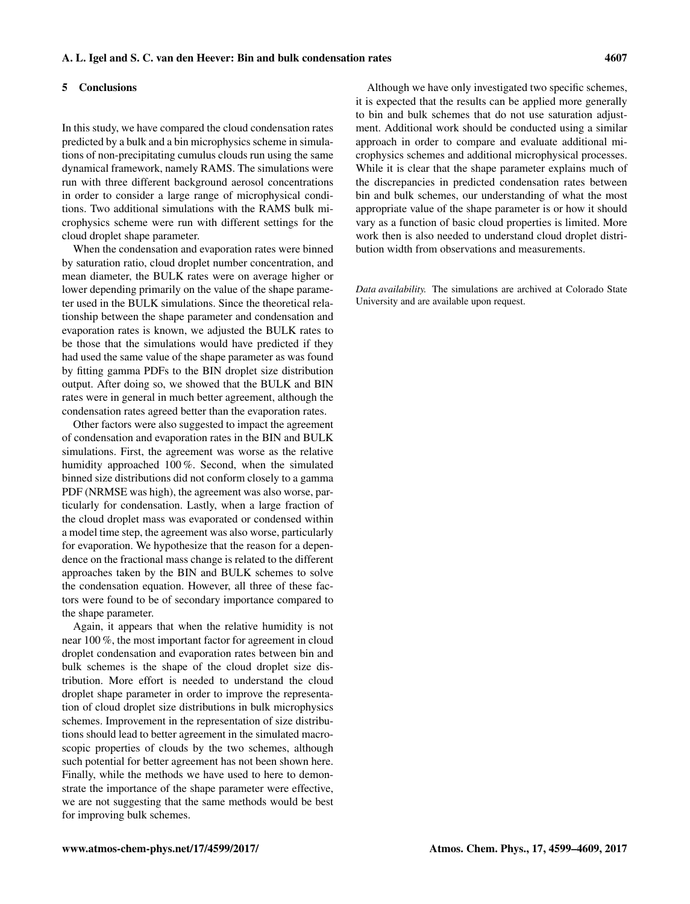## 5 Conclusions

In this study, we have compared the cloud condensation rates predicted by a bulk and a bin microphysics scheme in simulations of non-precipitating cumulus clouds run using the same dynamical framework, namely RAMS. The simulations were run with three different background aerosol concentrations in order to consider a large range of microphysical conditions. Two additional simulations with the RAMS bulk microphysics scheme were run with different settings for the cloud droplet shape parameter.

When the condensation and evaporation rates were binned by saturation ratio, cloud droplet number concentration, and mean diameter, the BULK rates were on average higher or lower depending primarily on the value of the shape parameter used in the BULK simulations. Since the theoretical relationship between the shape parameter and condensation and evaporation rates is known, we adjusted the BULK rates to be those that the simulations would have predicted if they had used the same value of the shape parameter as was found by fitting gamma PDFs to the BIN droplet size distribution output. After doing so, we showed that the BULK and BIN rates were in general in much better agreement, although the condensation rates agreed better than the evaporation rates.

Other factors were also suggested to impact the agreement of condensation and evaporation rates in the BIN and BULK simulations. First, the agreement was worse as the relative humidity approached 100 %. Second, when the simulated binned size distributions did not conform closely to a gamma PDF (NRMSE was high), the agreement was also worse, particularly for condensation. Lastly, when a large fraction of the cloud droplet mass was evaporated or condensed within a model time step, the agreement was also worse, particularly for evaporation. We hypothesize that the reason for a dependence on the fractional mass change is related to the different approaches taken by the BIN and BULK schemes to solve the condensation equation. However, all three of these factors were found to be of secondary importance compared to the shape parameter.

Again, it appears that when the relative humidity is not near 100 %, the most important factor for agreement in cloud droplet condensation and evaporation rates between bin and bulk schemes is the shape of the cloud droplet size distribution. More effort is needed to understand the cloud droplet shape parameter in order to improve the representation of cloud droplet size distributions in bulk microphysics schemes. Improvement in the representation of size distributions should lead to better agreement in the simulated macroscopic properties of clouds by the two schemes, although such potential for better agreement has not been shown here. Finally, while the methods we have used to here to demonstrate the importance of the shape parameter were effective, we are not suggesting that the same methods would be best for improving bulk schemes.

Although we have only investigated two specific schemes, it is expected that the results can be applied more generally to bin and bulk schemes that do not use saturation adjustment. Additional work should be conducted using a similar approach in order to compare and evaluate additional microphysics schemes and additional microphysical processes. While it is clear that the shape parameter explains much of the discrepancies in predicted condensation rates between bin and bulk schemes, our understanding of what the most appropriate value of the shape parameter is or how it should vary as a function of basic cloud properties is limited. More work then is also needed to understand cloud droplet distribution width from observations and measurements.

*Data availability.* The simulations are archived at Colorado State University and are available upon request.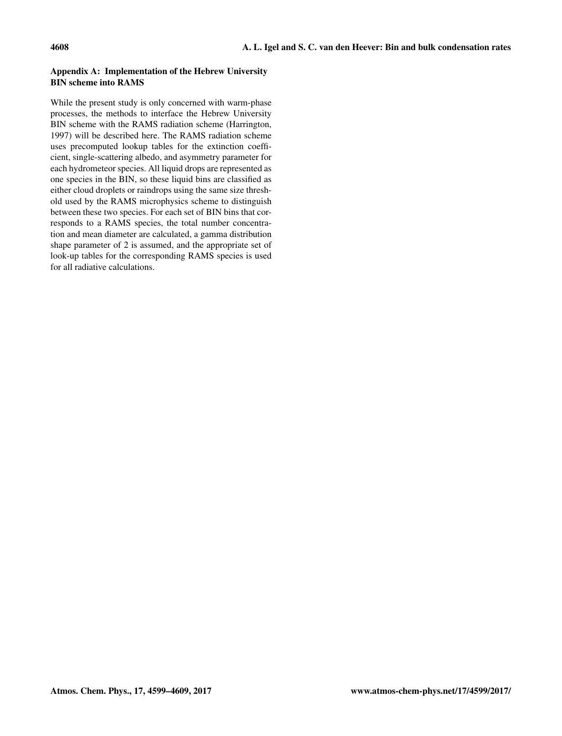## Appendix A: Implementation of the Hebrew University BIN scheme into RAMS

While the present study is only concerned with warm-phase processes, the methods to interface the Hebrew University BIN scheme with the RAMS radiation scheme (Harrington, 1997) will be described here. The RAMS radiation scheme uses precomputed lookup tables for the extinction coefficient, single-scattering albedo, and asymmetry parameter for each hydrometeor species. All liquid drops are represented as one species in the BIN, so these liquid bins are classified as either cloud droplets or raindrops using the same size threshold used by the RAMS microphysics scheme to distinguish between these two species. For each set of BIN bins that corresponds to a RAMS species, the total number concentration and mean diameter are calculated, a gamma distribution shape parameter of 2 is assumed, and the appropriate set of look-up tables for the corresponding RAMS species is used for all radiative calculations.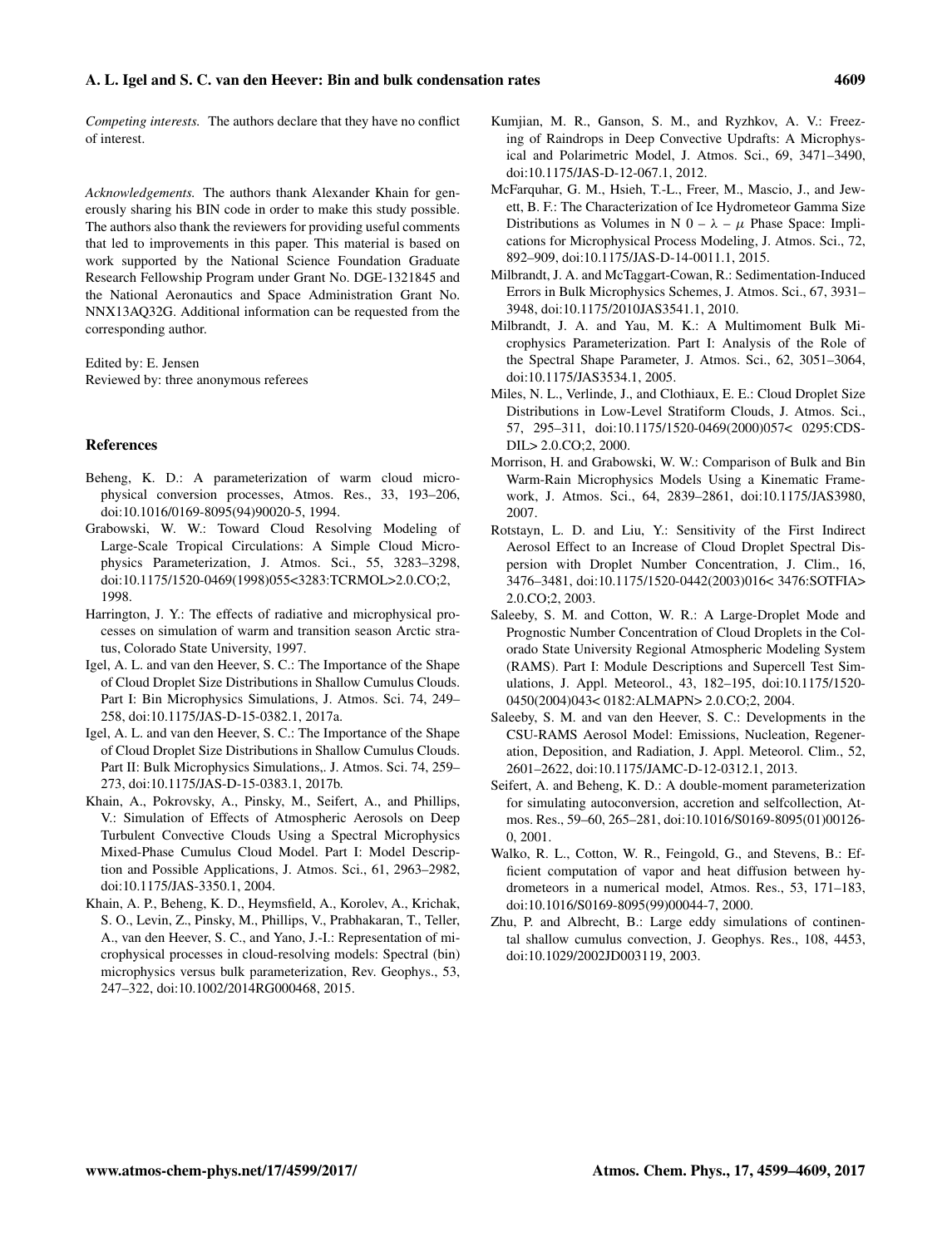*Competing interests.* The authors declare that they have no conflict of interest.

*Acknowledgements.* The authors thank Alexander Khain for generously sharing his BIN code in order to make this study possible. The authors also thank the reviewers for providing useful comments that led to improvements in this paper. This material is based on work supported by the National Science Foundation Graduate Research Fellowship Program under Grant No. DGE-1321845 and the National Aeronautics and Space Administration Grant No. NNX13AQ32G. Additional information can be requested from the corresponding author.

Edited by: E. Jensen
Reviewed by: three anonymous referees

## References

Beheng, K. D.: A parameterization of warm cloud microphysical conversion processes, Atmos. Res., 33, 193–206, doi:10.1016/0169-8095(94)90020-5, 1994.

Grabowski, W. W.: Toward Cloud Resolving Modeling of Large-Scale Tropical Circulations: A Simple Cloud Microphysics Parameterization, J. Atmos. Sci., 55, 3283–3298, doi:10.1175/1520-0469(1998)055<3283:TCRMOL>2.0.CO;2, 1998.

Harrington, J. Y.: The effects of radiative and microphysical processes on simulation of warm and transition season Arctic stratus, Colorado State University, 1997.

Igel, A. L. and van den Heever, S. C.: The Importance of the Shape of Cloud Droplet Size Distributions in Shallow Cumulus Clouds. Part I: Bin Microphysics Simulations, J. Atmos. Sci. 74, 249–258, doi:10.1175/JAS-D-15-0382.1, 2017a.

Igel, A. L. and van den Heever, S. C.: The Importance of the Shape of Cloud Droplet Size Distributions in Shallow Cumulus Clouds. Part II: Bulk Microphysics Simulations,. J. Atmos. Sci. 74, 259–273, doi:10.1175/JAS-D-15-0383.1, 2017b.

Khain, A., Pokrovsky, A., Pinsky, M., Seifert, A., and Phillips, V.: Simulation of Effects of Atmospheric Aerosols on Deep Turbulent Convective Clouds Using a Spectral Microphysics Mixed-Phase Cumulus Cloud Model. Part I: Model Description and Possible Applications, J. Atmos. Sci., 61, 2963–2982, doi:10.1175/JAS-3350.1, 2004.

Khain, A. P., Beheng, K. D., Heymsfield, A., Korolev, A., Krichak, S. O., Levin, Z., Pinsky, M., Phillips, V., Prabhakaran, T., Teller, A., van den Heever, S. C., and Yano, J.-I.: Representation of microphysical processes in cloud-resolving models: Spectral (bin) microphysics versus bulk parameterization, Rev. Geophys., 53, 247–322, doi:10.1002/2014RG000468, 2015.

Kumjian, M. R., Ganson, S. M., and Ryzhkov, A. V.: Freezing of Raindrops in Deep Convective Updrafts: A Microphysical and Polarimetric Model, J. Atmos. Sci., 69, 3471–3490, doi:10.1175/JAS-D-12-067.1, 2012.

McFarquhar, G. M., Hsieh, T.-L., Freer, M., Mascio, J., and Jewett, B. F.: The Characterization of Ice Hydrometeor Gamma Size Distributions as Volumes in N 0 – $\lambda$ – $\mu$ Phase Space: Implications for Microphysical Process Modeling, J. Atmos. Sci., 72, 892–909, doi:10.1175/JAS-D-14-0011.1, 2015.

Milbrandt, J. A. and McTaggart-Cowan, R.: Sedimentation-Induced Errors in Bulk Microphysics Schemes, J. Atmos. Sci., 67, 3931–3948, doi:10.1175/2010JAS3541.1, 2010.

Milbrandt, J. A. and Yau, M. K.: A Multimoment Bulk Microphysics Parameterization. Part I: Analysis of the Role of the Spectral Shape Parameter, J. Atmos. Sci., 62, 3051–3064, doi:10.1175/JAS3534.1, 2005.

Miles, N. L., Verlinde, J., and Clothiaux, E. E.: Cloud Droplet Size Distributions in Low-Level Stratiform Clouds, J. Atmos. Sci., 57, 295–311, doi:10.1175/1520-0469(2000)057< 0295:CDSDIL> 2.0.CO;2, 2000.

Morrison, H. and Grabowski, W. W.: Comparison of Bulk and Bin Warm-Rain Microphysics Models Using a Kinematic Framework, J. Atmos. Sci., 64, 2839–2861, doi:10.1175/JAS3980, 2007.

Rotstayn, L. D. and Liu, Y.: Sensitivity of the First Indirect Aerosol Effect to an Increase of Cloud Droplet Spectral Dispersion with Droplet Number Concentration, J. Clim., 16, 3476–3481, doi:10.1175/1520-0442(2003)016< 3476:SOTFIA> 2.0.CO;2, 2003.

Saleeby, S. M. and Cotton, W. R.: A Large-Droplet Mode and Prognostic Number Concentration of Cloud Droplets in the Colorado State University Regional Atmospheric Modeling System (RAMS). Part I: Module Descriptions and Supercell Test Simulations, J. Appl. Meteorol., 43, 182–195, doi:10.1175/1520-0450(2004)043< 0182:ALMAPN> 2.0.CO;2, 2004.

Saleeby, S. M. and van den Heever, S. C.: Developments in the CSU-RAMS Aerosol Model: Emissions, Nucleation, Regeneration, Deposition, and Radiation, J. Appl. Meteorol. Clim., 52, 2601–2622, doi:10.1175/JAMC-D-12-0312.1, 2013.

Seifert, A. and Beheng, K. D.: A double-moment parameterization for simulating autoconversion, accretion and selfcollection, Atmos. Res., 59–60, 265–281, doi:10.1016/S0169-8095(01)00126-0, 2001.

Walko, R. L., Cotton, W. R., Feingold, G., and Stevens, B.: Efficient computation of vapor and heat diffusion between hydrometeors in a numerical model, Atmos. Res., 53, 171–183, doi:10.1016/S0169-8095(99)00044-7, 2000.

Zhu, P. and Albrecht, B.: Large eddy simulations of continental shallow cumulus convection, J. Geophys. Res., 108, 4453, doi:10.1029/2002JD003119, 2003.